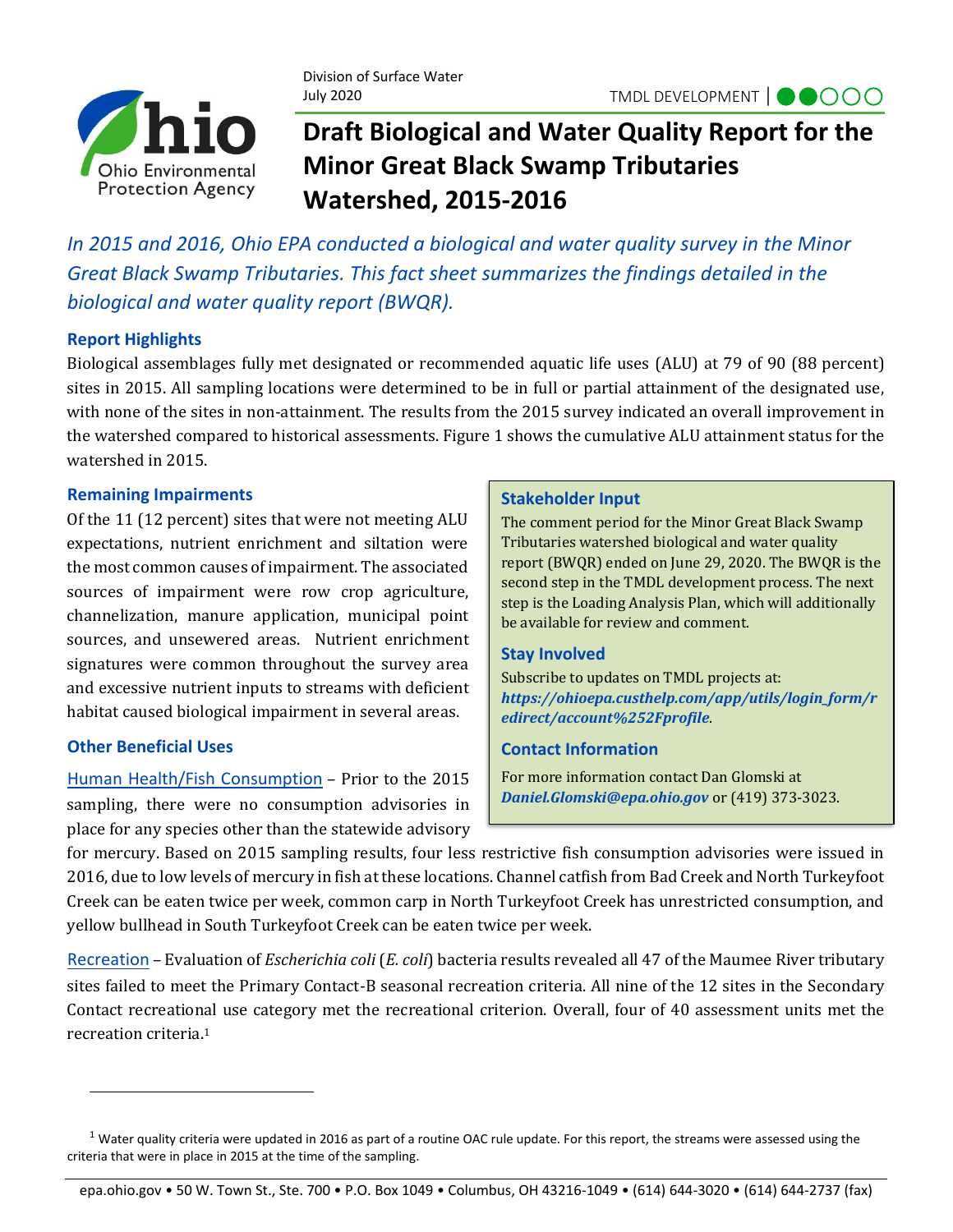Division of Surface Water
July 2020

TMDL DEVELOPMENT

# Draft Biological and Water Quality Report for the Minor Great Black Swamp Tributaries Watershed, 2015-2016

*In 2015 and 2016, Ohio EPA conducted a biological and water quality survey in the Minor Great Black Swamp Tributaries. This fact sheet summarizes the findings detailed in the biological and water quality report (BWQR).*

## Report Highlights

Biological assemblages fully met designated or recommended aquatic life uses (ALU) at 79 of 90 (88 percent) sites in 2015. All sampling locations were determined to be in full or partial attainment of the designated use, with none of the sites in non-attainment. The results from the 2015 survey indicated an overall improvement in the watershed compared to historical assessments. Figure 1 shows the cumulative ALU attainment status for the watershed in 2015.

## Remaining Impairments

Of the 11 (12 percent) sites that were not meeting ALU expectations, nutrient enrichment and siltation were the most common causes of impairment. The associated sources of impairment were row crop agriculture, channelization, manure application, municipal point sources, and unsewered areas. Nutrient enrichment signatures were common throughout the survey area and excessive nutrient inputs to streams with deficient habitat caused biological impairment in several areas.

## Other Beneficial Uses

Human Health/Fish Consumption – Prior to the 2015 sampling, there were no consumption advisories in place for any species other than the statewide advisory for mercury. Based on 2015 sampling results, four less restrictive fish consumption advisories were issued in 2016, due to low levels of mercury in fish at these locations. Channel catfish from Bad Creek and North Turkeyfoot Creek can be eaten twice per week, common carp in North Turkeyfoot Creek has unrestricted consumption, and yellow bullhead in South Turkeyfoot Creek can be eaten twice per week.

Recreation – Evaluation of *Escherichia coli* (*E. coli*) bacteria results revealed all 47 of the Maumee River tributary sites failed to meet the Primary Contact-B seasonal recreation criteria. All nine of the 12 sites in the Secondary Contact recreational use category met the recreational criterion. Overall, four of 40 assessment units met the recreation criteria.[1]

## Stakeholder Input

The comment period for the Minor Great Black Swamp Tributaries watershed biological and water quality report (BWQR) ended on June 29, 2020. The BWQR is the second step in the TMDL development process. The next step is the Loading Analysis Plan, which will additionally be available for review and comment.

## Stay Involved

Subscribe to updates on TMDL projects at: ***https://ohioepa.custhelp.com/app/utils/login_form/redirect/account%252Fprofile***.

## Contact Information

For more information contact Dan Glomski at ***Daniel.Glomski@epa.ohio.gov*** or (419) 373-3023.

---

[1] Water quality criteria were updated in 2016 as part of a routine OAC rule update. For this report, the streams were assessed using the criteria that were in place in 2015 at the time of the sampling.

epa.ohio.gov • 50 W. Town St., Ste. 700 • P.O. Box 1049 • Columbus, OH 43216-1049 • (614) 644-3020 • (614) 644-2737 (fax)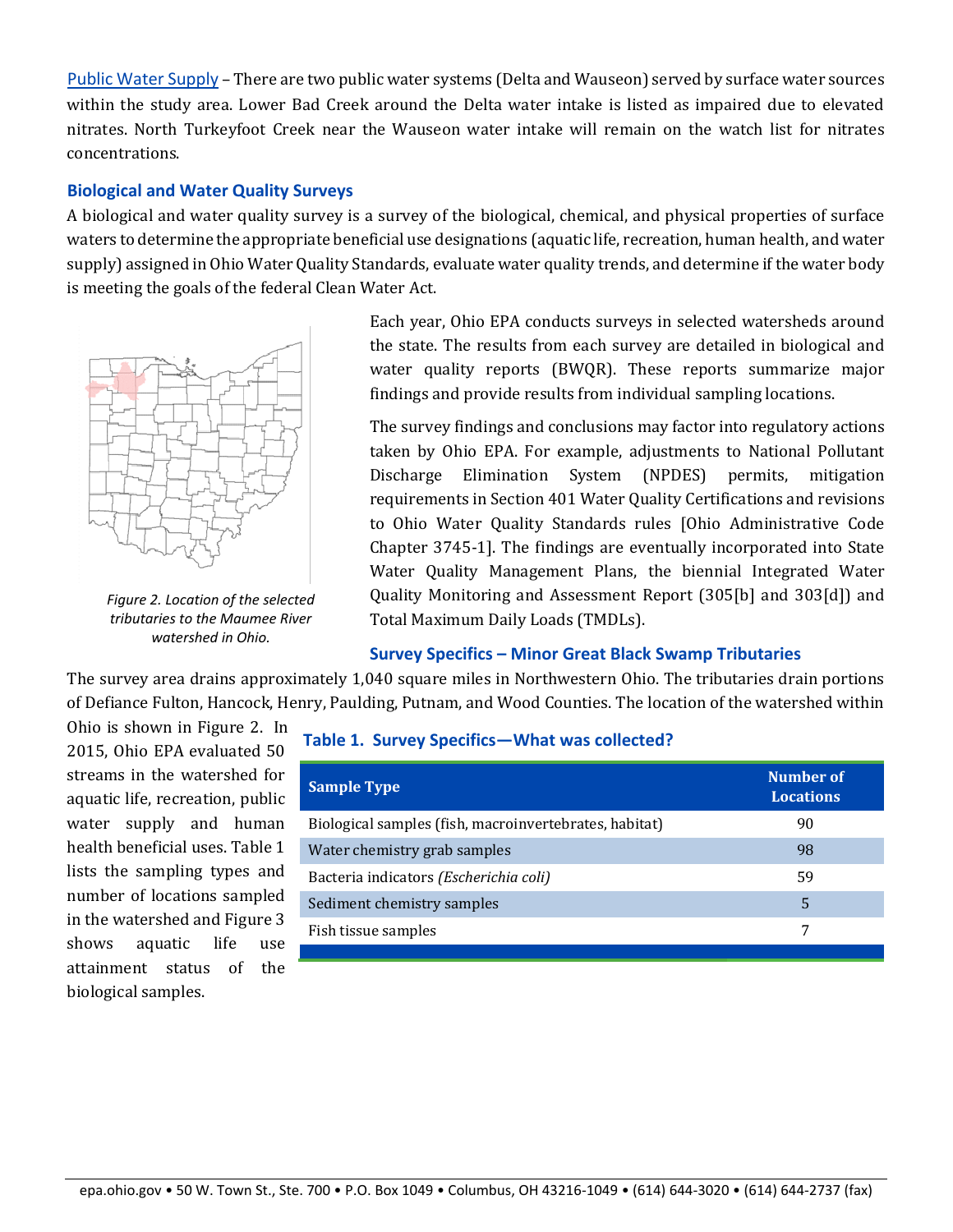[Public Water Supply](#) – There are two public water systems (Delta and Wauseon) served by surface water sources within the study area. Lower Bad Creek around the Delta water intake is listed as impaired due to elevated nitrates. North Turkeyfoot Creek near the Wauseon water intake will remain on the watch list for nitrates concentrations.

## Biological and Water Quality Surveys

A biological and water quality survey is a survey of the biological, chemical, and physical properties of surface waters to determine the appropriate beneficial use designations (aquatic life, recreation, human health, and water supply) assigned in Ohio Water Quality Standards, evaluate water quality trends, and determine if the water body is meeting the goals of the federal Clean Water Act.

*Figure 2. Location of the selected tributaries to the Maumee River watershed in Ohio.*

Each year, Ohio EPA conducts surveys in selected watersheds around the state. The results from each survey are detailed in biological and water quality reports (BWQR). These reports summarize major findings and provide results from individual sampling locations.

The survey findings and conclusions may factor into regulatory actions taken by Ohio EPA. For example, adjustments to National Pollutant Discharge Elimination System (NPDES) permits, mitigation requirements in Section 401 Water Quality Certifications and revisions to Ohio Water Quality Standards rules [Ohio Administrative Code Chapter 3745-1]. The findings are eventually incorporated into State Water Quality Management Plans, the biennial Integrated Water Quality Monitoring and Assessment Report (305[b] and 303[d]) and Total Maximum Daily Loads (TMDLs).

### Survey Specifics – Minor Great Black Swamp Tributaries

The survey area drains approximately 1,040 square miles in Northwestern Ohio. The tributaries drain portions of Defiance Fulton, Hancock, Henry, Paulding, Putnam, and Wood Counties. The location of the watershed within Ohio is shown in Figure 2. In 2015, Ohio EPA evaluated 50 streams in the watershed for aquatic life, recreation, public water supply and human health beneficial uses. Table 1 lists the sampling types and number of locations sampled in the watershed and Figure 3 shows aquatic life use attainment status of the biological samples.

**Table 1. Survey Specifics—What was collected?**

| Sample Type | Number of Locations |
|---|---|
| Biological samples (fish, macroinvertebrates, habitat) | 90 |
| Water chemistry grab samples | 98 |
| Bacteria indicators *(Escherichia coli)* | 59 |
| Sediment chemistry samples | 5 |
| Fish tissue samples | 7 |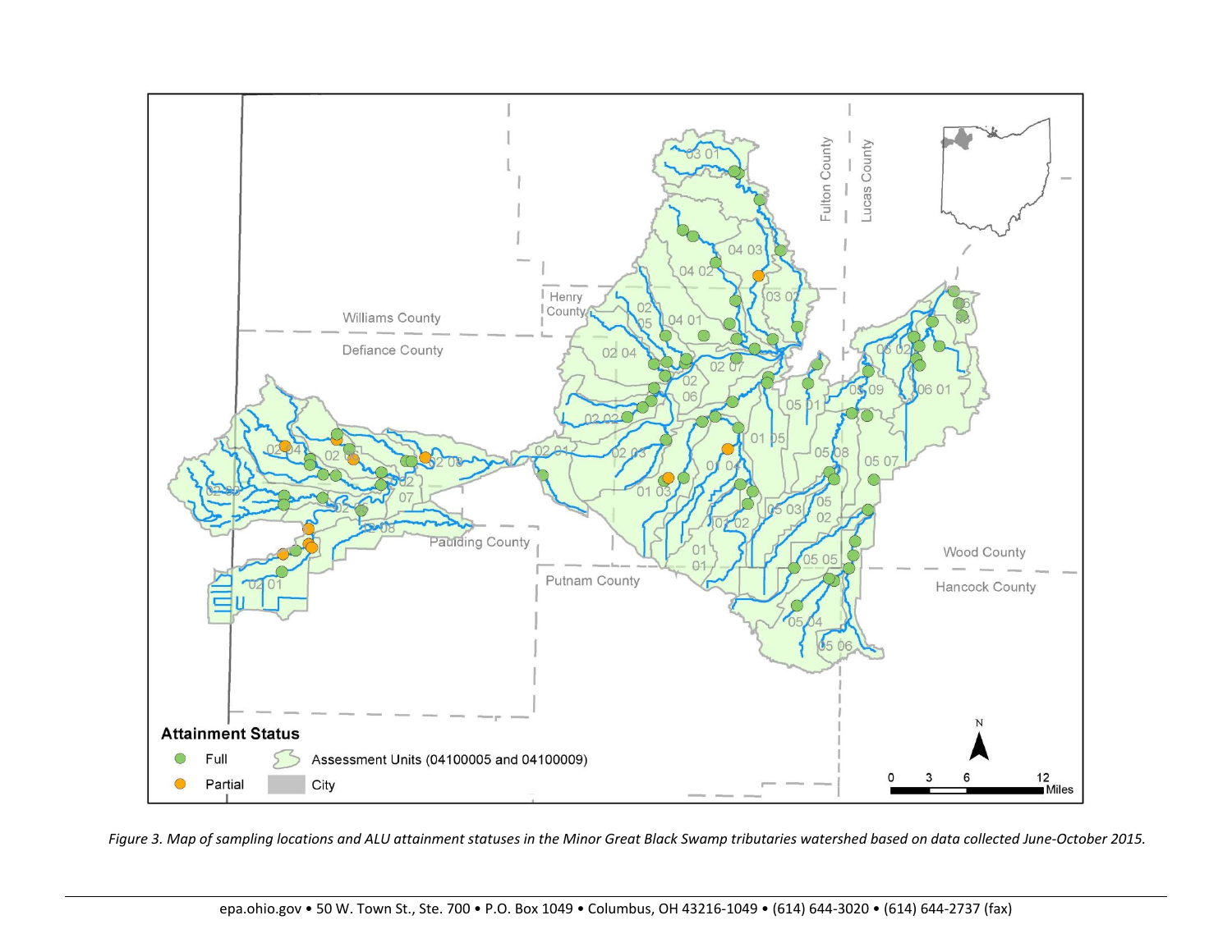*Figure 3. Map of sampling locations and ALU attainment statuses in the Minor Great Black Swamp tributaries watershed based on data collected June-October 2015.*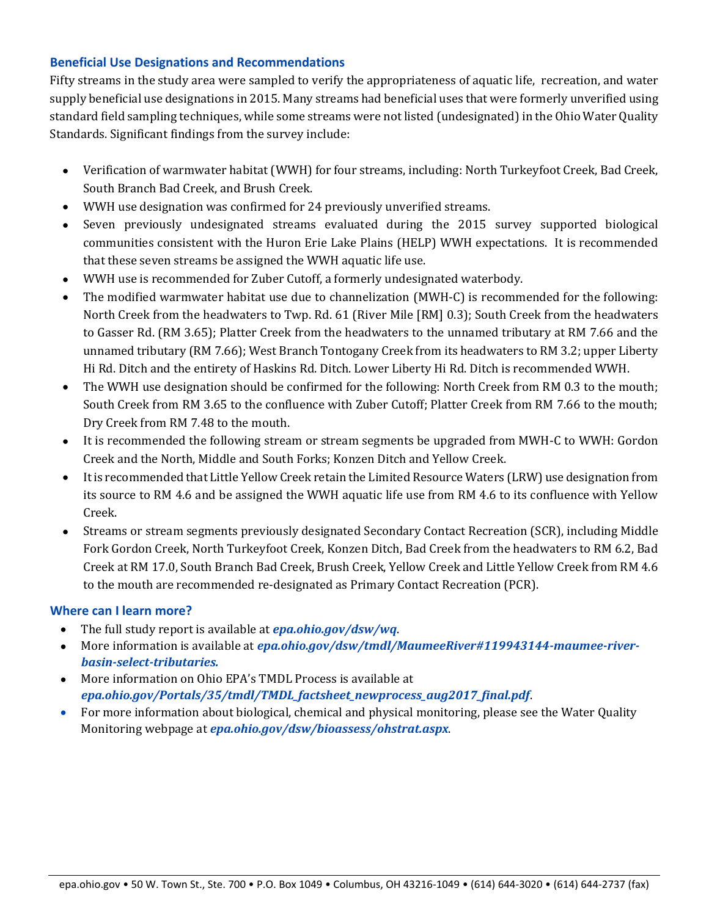## Beneficial Use Designations and Recommendations

Fifty streams in the study area were sampled to verify the appropriateness of aquatic life, recreation, and water supply beneficial use designations in 2015. Many streams had beneficial uses that were formerly unverified using standard field sampling techniques, while some streams were not listed (undesignated) in the Ohio Water Quality Standards. Significant findings from the survey include:

- Verification of warmwater habitat (WWH) for four streams, including: North Turkeyfoot Creek, Bad Creek, South Branch Bad Creek, and Brush Creek.
- WWH use designation was confirmed for 24 previously unverified streams.
- Seven previously undesignated streams evaluated during the 2015 survey supported biological communities consistent with the Huron Erie Lake Plains (HELP) WWH expectations. It is recommended that these seven streams be assigned the WWH aquatic life use.
- WWH use is recommended for Zuber Cutoff, a formerly undesignated waterbody.
- The modified warmwater habitat use due to channelization (MWH-C) is recommended for the following: North Creek from the headwaters to Twp. Rd. 61 (River Mile [RM] 0.3); South Creek from the headwaters to Gasser Rd. (RM 3.65); Platter Creek from the headwaters to the unnamed tributary at RM 7.66 and the unnamed tributary (RM 7.66); West Branch Tontogany Creek from its headwaters to RM 3.2; upper Liberty Hi Rd. Ditch and the entirety of Haskins Rd. Ditch. Lower Liberty Hi Rd. Ditch is recommended WWH.
- The WWH use designation should be confirmed for the following: North Creek from RM 0.3 to the mouth; South Creek from RM 3.65 to the confluence with Zuber Cutoff; Platter Creek from RM 7.66 to the mouth; Dry Creek from RM 7.48 to the mouth.
- It is recommended the following stream or stream segments be upgraded from MWH-C to WWH: Gordon Creek and the North, Middle and South Forks; Konzen Ditch and Yellow Creek.
- It is recommended that Little Yellow Creek retain the Limited Resource Waters (LRW) use designation from its source to RM 4.6 and be assigned the WWH aquatic life use from RM 4.6 to its confluence with Yellow Creek.
- Streams or stream segments previously designated Secondary Contact Recreation (SCR), including Middle Fork Gordon Creek, North Turkeyfoot Creek, Konzen Ditch, Bad Creek from the headwaters to RM 6.2, Bad Creek at RM 17.0, South Branch Bad Creek, Brush Creek, Yellow Creek and Little Yellow Creek from RM 4.6 to the mouth are recommended re-designated as Primary Contact Recreation (PCR).

## Where can I learn more?

- The full study report is available at ***epa.ohio.gov/dsw/wq***.
- More information is available at ***epa.ohio.gov/dsw/tmdl/MaumeeRiver#119943144-maumee-river-basin-select-tributaries.***
- More information on Ohio EPA's TMDL Process is available at ***epa.ohio.gov/Portals/35/tmdl/TMDL_factsheet_newprocess_aug2017_final.pdf***.
- For more information about biological, chemical and physical monitoring, please see the Water Quality Monitoring webpage at ***epa.ohio.gov/dsw/bioassess/ohstrat.aspx***.

epa.ohio.gov • 50 W. Town St., Ste. 700 • P.O. Box 1049 • Columbus, OH 43216-1049 • (614) 644-3020 • (614) 644-2737 (fax)